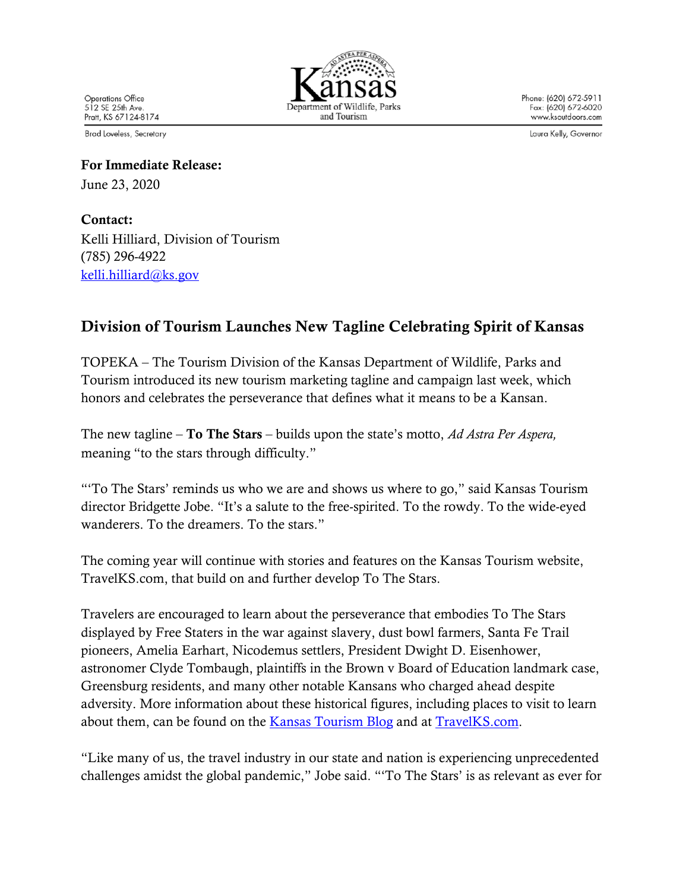Operations Office
512 SE 25th Ave.
Pratt, KS 67124-8174

Brad Loveless, Secretary

Kansas
Department of Wildlife, Parks and Tourism

Phone: (620) 672-5911
Fax: (620) 672-6020
www.ksoutdoors.com

Laura Kelly, Governor

**For Immediate Release:**
June 23, 2020

**Contact:**
Kelli Hilliard, Division of Tourism
(785) 296-4922
kelli.hilliard@ks.gov

## Division of Tourism Launches New Tagline Celebrating Spirit of Kansas

TOPEKA – The Tourism Division of the Kansas Department of Wildlife, Parks and Tourism introduced its new tourism marketing tagline and campaign last week, which honors and celebrates the perseverance that defines what it means to be a Kansan.

The new tagline – **To The Stars** – builds upon the state's motto, *Ad Astra Per Aspera,* meaning "to the stars through difficulty."

"'To The Stars' reminds us who we are and shows us where to go," said Kansas Tourism director Bridgette Jobe. "It's a salute to the free-spirited. To the rowdy. To the wide-eyed wanderers. To the dreamers. To the stars."

The coming year will continue with stories and features on the Kansas Tourism website, TravelKS.com, that build on and further develop To The Stars.

Travelers are encouraged to learn about the perseverance that embodies To The Stars displayed by Free Staters in the war against slavery, dust bowl farmers, Santa Fe Trail pioneers, Amelia Earhart, Nicodemus settlers, President Dwight D. Eisenhower, astronomer Clyde Tombaugh, plaintiffs in the Brown v Board of Education landmark case, Greensburg residents, and many other notable Kansans who charged ahead despite adversity. More information about these historical figures, including places to visit to learn about them, can be found on the Kansas Tourism Blog and at TravelKS.com.

"Like many of us, the travel industry in our state and nation is experiencing unprecedented challenges amidst the global pandemic," Jobe said. "'To The Stars' is as relevant as ever for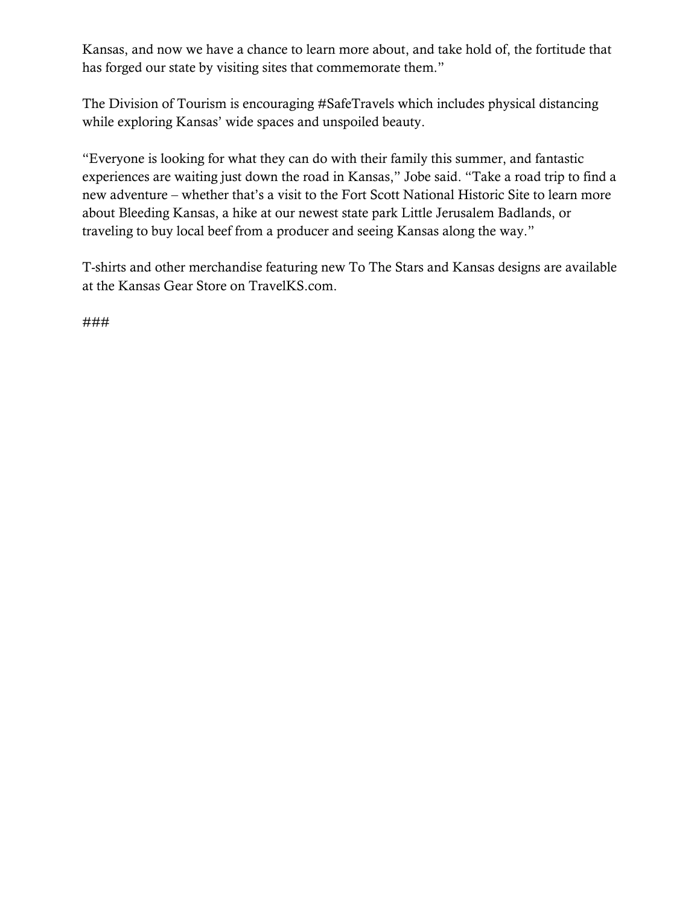Kansas, and now we have a chance to learn more about, and take hold of, the fortitude that has forged our state by visiting sites that commemorate them."

The Division of Tourism is encouraging #SafeTravels which includes physical distancing while exploring Kansas' wide spaces and unspoiled beauty.

"Everyone is looking for what they can do with their family this summer, and fantastic experiences are waiting just down the road in Kansas," Jobe said. "Take a road trip to find a new adventure – whether that's a visit to the Fort Scott National Historic Site to learn more about Bleeding Kansas, a hike at our newest state park Little Jerusalem Badlands, or traveling to buy local beef from a producer and seeing Kansas along the way."

T-shirts and other merchandise featuring new To The Stars and Kansas designs are available at the Kansas Gear Store on TravelKS.com.

###